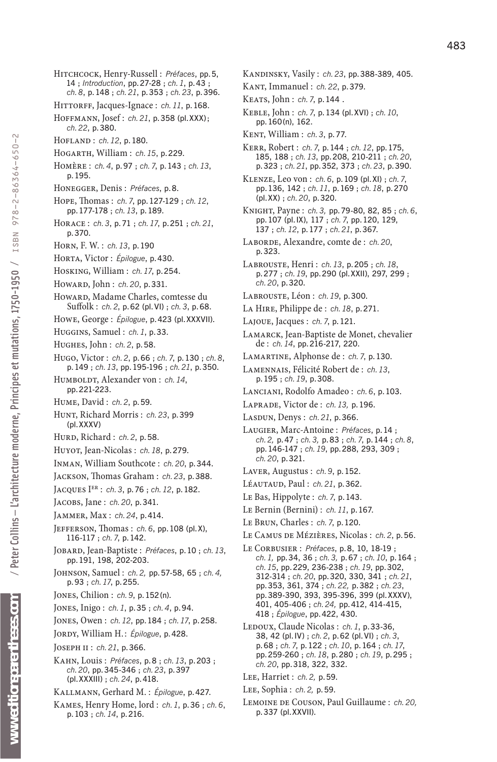Hitchcock, Henry-Russell : *Préfaces*, pp. 5, 14 ; *Introduction*, pp. 27-28 ; *ch. 1*, p. 43 ; *ch. 8*, p. 148 ; *ch. 21*, p. 353 ; *ch. 23*, p. 396.

Hittorff, Jacques-Ignace : *ch. 11*, p. 168.

Hoffmann, Josef : *ch. 21*, p. 358 (pl. XXX) ; *ch. 22*, p. 380.

Hofland : *ch. 12*, p. 180.

Hogarth, William : *ch. 15*, p. 229.

Homère : *ch. 4*, p. 97 ; *ch. 7*, p. 143 ; *ch. 13*, p. 195.

Honegger, Denis : *Préfaces*, p. 8.

Hope, Thomas : *ch. 7*, pp. 127-129 ; *ch. 12*, pp. 177-178 ; *ch. 13*, p. 189.

Horace : *ch. 3*, p. 71 ; *ch. 17*, p. 251 ; *ch. 21*, p. 370.

Horn, F. W. : *ch. 13*, p. 190

Horta, Victor : *Épilogue*, p. 430.

Hosking, William : *ch. 17*, p. 254.

Howard, John : *ch. 20*, p. 331.

Howard, Madame Charles, comtesse du Suffolk : *ch. 2*, p. 62 (pl. VI) ; *ch. 3*, p. 68.

Howe, George : *Épilogue*, p. 423 (pl. XXXVII).

Huggins, Samuel : *ch. 1*, p. 33.

Hughes, John : *ch. 2*, p. 58.

Hugo, Victor : *ch. 2*, p. 66 ; *ch. 7*, p. 130 ; *ch. 8*, p. 149 ; *ch. 13*, pp. 195-196 ; *ch. 21*, p. 350.

Humboldt, Alexander von : *ch. 14*, pp. 221-223.

Hume, David : *ch. 2*, p. 59.

Hunt, Richard Morris : *ch. 23*, p. 399 (pl. XXXV)

Hurd, Richard : *ch. 2*, p. 58.

Huyot, Jean-Nicolas : *ch. 18*, p. 279.

Inman, William Southcote : *ch. 20*, p. 344.

Jackson, Thomas Graham : *ch. 23*, p. 388.

Jacques Ier : *ch. 3*, p. 76 ; *ch. 12*, p. 182.

Jacobs, Jane : *ch. 20*, p. 341.

Jammer, Max : *ch. 24*, p. 414.

Jefferson, Thomas : *ch. 6*, pp. 108 (pl. X), 116-117 ; *ch. 7*, p. 142.

Jobard, Jean-Baptiste : *Préfaces*, p. 10 ; *ch. 13*, pp. 191, 198, 202-203.

Johnson, Samuel : *ch. 2,* pp. 57-58, 65 ; *ch. 4,* p. 93 ; *ch. 17*, p. 255.

Jones, Chilion : *ch. 9*, p. 152 (n).

Jones, Inigo : *ch. 1*, p. 35 ; *ch. 4*, p. 94.

Jones, Owen : *ch. 12*, pp. 184 ; *ch. 17*, p. 258.

Jordy, William H. : *Épilogue*, p. 428.

Joseph II : *ch. 21*, p. 366.

Kahn, Louis : *Préfaces*, p. 8 ; *ch. 13*, p. 203 ; *ch. 20*, pp. 345-346 ; *ch. 23*, p. 397 (pl. XXXIII) ; *ch. 24*, p. 418.

Kallmann, Gerhard M. : *Épilogue*, p. 427.

Kames, Henry Home, lord : *ch. 1*, p. 36 ; *ch. 6*, p. 103 ; *ch. 14*, p. 216.

Kandinsky, Vasily : *ch. 23*, pp. 388-389, 405.

Kant, Immanuel : *ch. 22*, p. 379.

Keats, John : *ch. 7*, p. 144 .

Keble, John : *ch. 7*, p. 134 (pl. XVI) ; *ch. 10*, pp. 160 (n), 162.

Kent, William : *ch. 3*, p. 77.

Kerr, Robert : *ch. 7*, p. 144 ; *ch. 12*, pp. 175, 185, 188 ; *ch. 13*, pp. 208, 210-211 ; *ch. 20*, p. 323 ; *ch. 21*, pp. 352, 373 ; *ch. 23*, p. 390.

Klenze, Leo von : *ch. 6*, p. 109 (pl. XI) ; *ch. 7*, pp. 136, 142 ; *ch. 11*, p. 169 ; *ch. 18*, p. 270 (pl. XX) ; *ch. 20*, p. 320.

Knight, Payne : *ch. 3,* pp. 79-80, 82, 85 ; *ch. 6*, pp. 107 (pl. IX), 117 ; *ch. 7*, pp. 120, 129, 137 ; *ch. 12*, p. 177 ; *ch. 21*, p. 367.

Laborde, Alexandre, comte de : *ch. 20*, p. 323.

Labrouste, Henri : *ch. 13*, p. 205 ; *ch. 18*, p. 277 ; *ch. 19*, pp. 290 (pl. XXII), 297, 299 ; *ch. 20*, p. 320.

Labrouste, Léon : *ch. 19*, p. 300.

La Hire, Philippe de : *ch. 18*, p. 271.

Lajoue, Jacques : *ch. 7*, p. 121.

Lamarck, Jean-Baptiste de Monet, chevalier de : *ch. 14*, pp. 216-217, 220.

Lamartine, Alphonse de : *ch. 7*, p. 130.

Lamennais, Félicité Robert de : *ch. 13*, p. 195 ; *ch. 19*, p. 308.

Lanciani, Rodolfo Amadeo : *ch. 6*, p. 103.

Laprade, Victor de : *ch. 13,* p. 196.

Lasdun, Denys : *ch. 21*, p. 366.

Laugier, Marc-Antoine : *Préfaces*, p. 14 ; *ch. 2,* p. 47 ; *ch. 3*, p. 83 ; *ch. 7*, p. 144 ; *ch. 8*, pp. 146-147 ; *ch. 19*, pp. 288, 293, 309 ; *ch. 20*, p. 321.

Laver, Augustus : *ch. 9*, p. 152.

Léautaud, Paul : *ch. 21*, p. 362.

Le Bas, Hippolyte : *ch. 7*, p. 143.

Le Bernin (Bernini) : *ch. 11*, p. 167.

Le Brun, Charles : *ch. 7*, p. 120.

Le Camus de Mézières, Nicolas : *ch. 2*, p. 56.

Le Corbusier : *Préfaces*, p. 8, 10, 18-19 ; *ch. 1,* pp. 34, 36 ; *ch. 3,* p. 67 ; *ch. 10*, p. 164 ; *ch. 15*, pp. 229, 236-238 ; *ch. 19*, pp. 302, 312-314 ; *ch. 20*, pp. 320, 330, 341 ; *ch. 21*, pp. 353, 361, 374 ; *ch. 22,* p. 382 ; *ch. 23*, pp. 389-390, 393, 395-396, 399 (pl. XXXV), 401, 405-406 ; *ch. 24,* pp. 412, 414-415, 418 ; *Épilogue*, pp. 422, 430.

Ledoux, Claude Nicolas : *ch. 1*, pp. 33-36, 38, 42 (pl. IV) ; *ch. 2*, p. 62 (pl. VI) ; *ch. 3*, p. 68 ; *ch. 7*, p. 122 ; *ch. 10*, p. 164 ; *ch. 17*, pp. 259-260 ; *ch. 18*, p. 280 ; *ch. 19*, p. 295 ; *ch. 20*, pp. 318, 322, 332.

Lee, Harriet : *ch. 2,* p. 59.

Lee, Sophia : *ch. 2,* p. 59.

Lemoine de Couson, Paul Guillaume : *ch. 20,* p. 337 (pl. XXVII).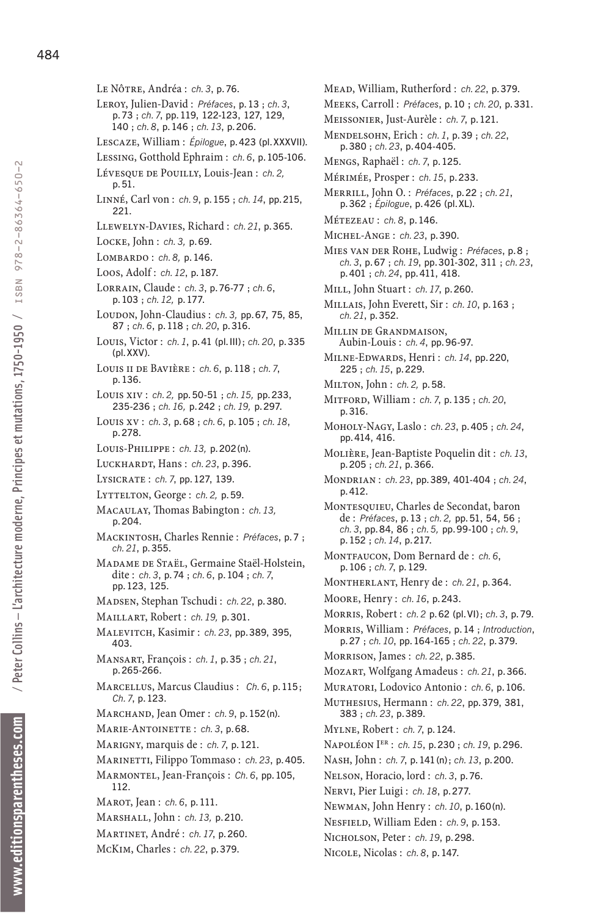Le Nôtre, Andréa : *ch. 3*, p. 76.

Leroy, Julien-David : *Préfaces*, p. 13 ; *ch. 3*, p. 73 ; *ch. 7*, pp. 119, 122-123, 127, 129, 140 ; *ch. 8*, p. 146 ; *ch. 13*, p. 206.

Lescaze, William : *Épilogue*, p. 423 (pl. XXXVII).

Lessing, Gotthold Ephraim : *ch. 6*, p. 105-106.

Lévesque de Pouilly, Louis-Jean : *ch. 2*, p. 51.

Linné, Carl von : *ch. 9*, p. 155 ; *ch. 14*, pp. 215, 221.

Llewelyn-Davies, Richard : *ch. 21*, p. 365.

Locke, John : *ch. 3*, p. 69.

Lombardo : *ch. 8*, p. 146.

Loos, Adolf : *ch. 12*, p. 187.

Lorrain, Claude : *ch. 3*, p. 76-77 ; *ch. 6*, p. 103 ; *ch. 12*, p. 177.

Loudon, John-Claudius : *ch. 3*, pp. 67, 75, 85, 87 ; *ch. 6*, p. 118 ; *ch. 20*, p. 316.

Louis, Victor : *ch. 1*, p. 41 (pl. III) ; *ch. 20*, p. 335 (pl. XXV).

Louis II de Bavière : *ch. 6*, p. 118 ; *ch. 7*, p. 136.

Louis XIV : *ch. 2*, pp. 50-51 ; *ch. 15*, pp. 233, 235-236 ; *ch. 16*, p. 242 ; *ch. 19*, p. 297.

Louis XV : *ch. 3*, p. 68 ; *ch. 6*, p. 105 ; *ch. 18*, p. 278.

Louis-Philippe : *ch. 13*, p. 202 (n).

Luckhardt, Hans : *ch. 23*, p. 396.

Lysicrate : *ch. 7*, pp. 127, 139.

Lyttelton, George : *ch. 2*, p. 59.

Macaulay, Thomas Babington : *ch. 13*, p. 204.

Mackintosh, Charles Rennie : *Préfaces*, p. 7 ; *ch. 21*, p. 355.

Madame de Staël, Germaine Staël-Holstein, dite : *ch. 3*, p. 74 ; *ch. 6*, p. 104 ; *ch. 7*, pp. 123, 125.

Madsen, Stephan Tschudi : *ch. 22*, p. 380.

Maillart, Robert : *ch. 19*, p. 301.

Malevitch, Kasimir : *ch. 23*, pp. 389, 395, 403.

Mansart, François : *ch. 1*, p. 35 ; *ch. 21*, p. 265-266.

Marcellus, Marcus Claudius : *Ch. 6*, p. 115 ; *Ch. 7*, p. 123.

Marchand, Jean Omer : *ch. 9*, p. 152 (n).

Marie-Antoinette : *ch. 3*, p. 68.

Marigny, marquis de : *ch. 7*, p. 121.

Marinetti, Filippo Tommaso : *ch. 23*, p. 405.

Marmontel, Jean-François : *Ch. 6*, pp. 105, 112.

Marot, Jean : *ch. 6*, p. 111.

Marshall, John : *ch. 13*, p. 210.

Martinet, André : *ch. 17*, p. 260.

McKim, Charles : *ch. 22*, p. 379.

Mead, William, Rutherford : *ch. 22*, p. 379.

Meeks, Carroll : *Préfaces*, p. 10 ; *ch. 20*, p. 331.

Meissonier, Just-Aurèle : *ch. 7*, p. 121.

Mendelsohn, Erich : *ch. 1*, p. 39 ; *ch. 22*, p. 380 ; *ch. 23*, p. 404-405.

Mengs, Raphaël : *ch. 7*, p. 125.

Mérimée, Prosper : *ch. 15*, p. 233.

Merrill, John O. : *Préfaces*, p. 22 ; *ch. 21*, p. 362 ; *Épilogue*, p. 426 (pl. XL).

Métezeau : *ch. 8*, p. 146.

Michel-Ange : *ch. 23*, p. 390.

Mies van der Rohe, Ludwig : *Préfaces*, p. 8 ; *ch. 3*, p. 67 ; *ch. 19*, pp. 301-302, 311 ; *ch. 23*, p. 401 ; *ch. 24*, pp. 411, 418.

Mill, John Stuart : *ch. 17*, p. 260.

Millais, John Everett, Sir : *ch. 10*, p. 163 ; *ch. 21*, p. 352.

Millin de Grandmaison, Aubin-Louis : *ch. 4*, pp. 96-97.

Milne-Edwards, Henri : *ch. 14*, pp. 220, 225 ; *ch. 15*, p. 229.

Milton, John : *ch. 2*, p. 58.

Mitford, William : *ch. 7*, p. 135 ; *ch. 20*, p. 316.

Moholy-Nagy, Laslo : *ch. 23*, p. 405 ; *ch. 24*, pp. 414, 416.

Molière, Jean-Baptiste Poquelin dit : *ch. 13*, p. 205 ; *ch. 21*, p. 366.

Mondrian : *ch. 23*, pp. 389, 401-404 ; *ch. 24*, p. 412.

Montesquieu, Charles de Secondat, baron de : *Préfaces*, p. 13 ; *ch. 2*, pp. 51, 54, 56 ; *ch. 3*, pp. 84, 86 ; *ch. 5*, pp. 99-100 ; *ch. 9*, p. 152 ; *ch. 14*, p. 217.

Montfaucon, Dom Bernard de : *ch. 6*, p. 106 ; *ch. 7*, p. 129.

Montherlant, Henry de : *ch. 21*, p. 364.

Moore, Henry : *ch. 16*, p. 243.

Morris, Robert : *ch. 2* p. 62 (pl. VI) ; *ch. 3*, p. 79.

Morris, William : *Préfaces*, p. 14 ; *Introduction*, p. 27 ; *ch. 10*, pp. 164-165 ; *ch. 22*, p. 379.

Morrison, James : *ch. 22*, p. 385.

Mozart, Wolfgang Amadeus : *ch. 21*, p. 366.

Muratori, Lodovico Antonio : *ch. 6*, p. 106.

Muthesius, Hermann : *ch. 22*, pp. 379, 381, 383 ; *ch. 23*, p. 389.

Mylne, Robert : *ch. 7*, p. 124.

Napoléon Ier : *ch. 15*, p. 230 ; *ch. 19*, p. 296.

Nash, John : *ch. 7*, p. 141 (n) ; *ch. 13*, p. 200.

Nelson, Horacio, lord : *ch. 3*, p. 76.

Nervi, Pier Luigi : *ch. 18*, p. 277.

Newman, John Henry : *ch. 10*, p. 160 (n).

Nesfield, William Eden : *ch. 9*, p. 153.

Nicholson, Peter : *ch. 19*, p. 298.

Nicole, Nicolas : *ch. 8*, p. 147.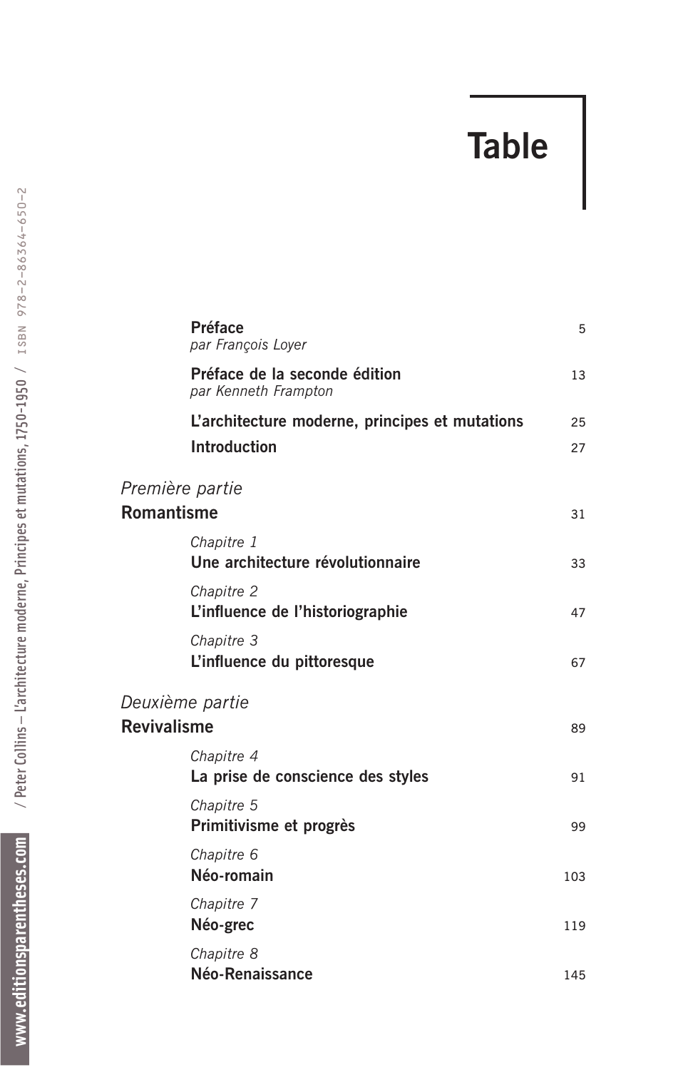# Table

**Préface** 5
*par François Loyer*

**Préface de la seconde édition** 13
*par Kenneth Frampton*

**L'architecture moderne, principes et mutations** 25

**Introduction** 27

*Première partie*
## Romantisme 31

*Chapitre 1*
**Une architecture révolutionnaire** 33

*Chapitre 2*
**L'influence de l'historiographie** 47

*Chapitre 3*
**L'influence du pittoresque** 67

*Deuxième partie*
## Revivalisme 89

*Chapitre 4*
**La prise de conscience des styles** 91

*Chapitre 5*
**Primitivisme et progrès** 99

*Chapitre 6*
**Néo-romain** 103

*Chapitre 7*
**Néo-grec** 119

*Chapitre 8*
**Néo-Renaissance** 145